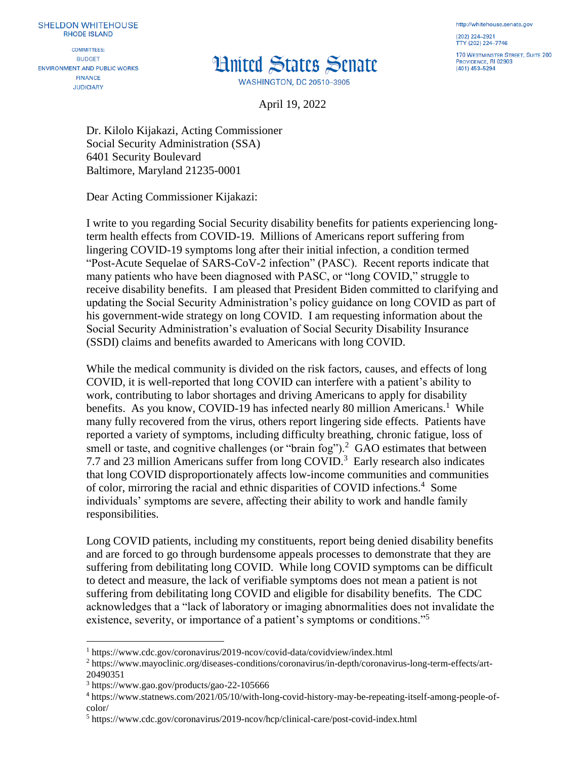SHELDON WHITEHOUSE
RHODE ISLAND

COMMITTEES:
BUDGET
ENVIRONMENT AND PUBLIC WORKS
FINANCE
JUDICIARY

# United States Senate

WASHINGTON, DC 20510–3905

http://whitehouse.senate.gov
(202) 224–2921
TTY (202) 224–7746
170 WESTMINSTER STREET, SUITE 200
PROVIDENCE, RI 02903
(401) 453–5294

April 19, 2022

Dr. Kilolo Kijakazi, Acting Commissioner
Social Security Administration (SSA)
6401 Security Boulevard
Baltimore, Maryland 21235-0001

Dear Acting Commissioner Kijakazi:

I write to you regarding Social Security disability benefits for patients experiencing long-term health effects from COVID-19. Millions of Americans report suffering from lingering COVID-19 symptoms long after their initial infection, a condition termed "Post-Acute Sequelae of SARS-CoV-2 infection" (PASC). Recent reports indicate that many patients who have been diagnosed with PASC, or "long COVID," struggle to receive disability benefits. I am pleased that President Biden committed to clarifying and updating the Social Security Administration's policy guidance on long COVID as part of his government-wide strategy on long COVID. I am requesting information about the Social Security Administration's evaluation of Social Security Disability Insurance (SSDI) claims and benefits awarded to Americans with long COVID.

While the medical community is divided on the risk factors, causes, and effects of long COVID, it is well-reported that long COVID can interfere with a patient's ability to work, contributing to labor shortages and driving Americans to apply for disability benefits. As you know, COVID-19 has infected nearly 80 million Americans.[1] While many fully recovered from the virus, others report lingering side effects. Patients have reported a variety of symptoms, including difficulty breathing, chronic fatigue, loss of smell or taste, and cognitive challenges (or "brain fog").[2] GAO estimates that between 7.7 and 23 million Americans suffer from long COVID.[3] Early research also indicates that long COVID disproportionately affects low-income communities and communities of color, mirroring the racial and ethnic disparities of COVID infections.[4] Some individuals' symptoms are severe, affecting their ability to work and handle family responsibilities.

Long COVID patients, including my constituents, report being denied disability benefits and are forced to go through burdensome appeals processes to demonstrate that they are suffering from debilitating long COVID. While long COVID symptoms can be difficult to detect and measure, the lack of verifiable symptoms does not mean a patient is not suffering from debilitating long COVID and eligible for disability benefits. The CDC acknowledges that a "lack of laboratory or imaging abnormalities does not invalidate the existence, severity, or importance of a patient's symptoms or conditions."[5]

---

[1] https://www.cdc.gov/coronavirus/2019-ncov/covid-data/covidview/index.html

[2] https://www.mayoclinic.org/diseases-conditions/coronavirus/in-depth/coronavirus-long-term-effects/art-20490351

[3] https://www.gao.gov/products/gao-22-105666

[4] https://www.statnews.com/2021/05/10/with-long-covid-history-may-be-repeating-itself-among-people-of-color/

[5] https://www.cdc.gov/coronavirus/2019-ncov/hcp/clinical-care/post-covid-index.html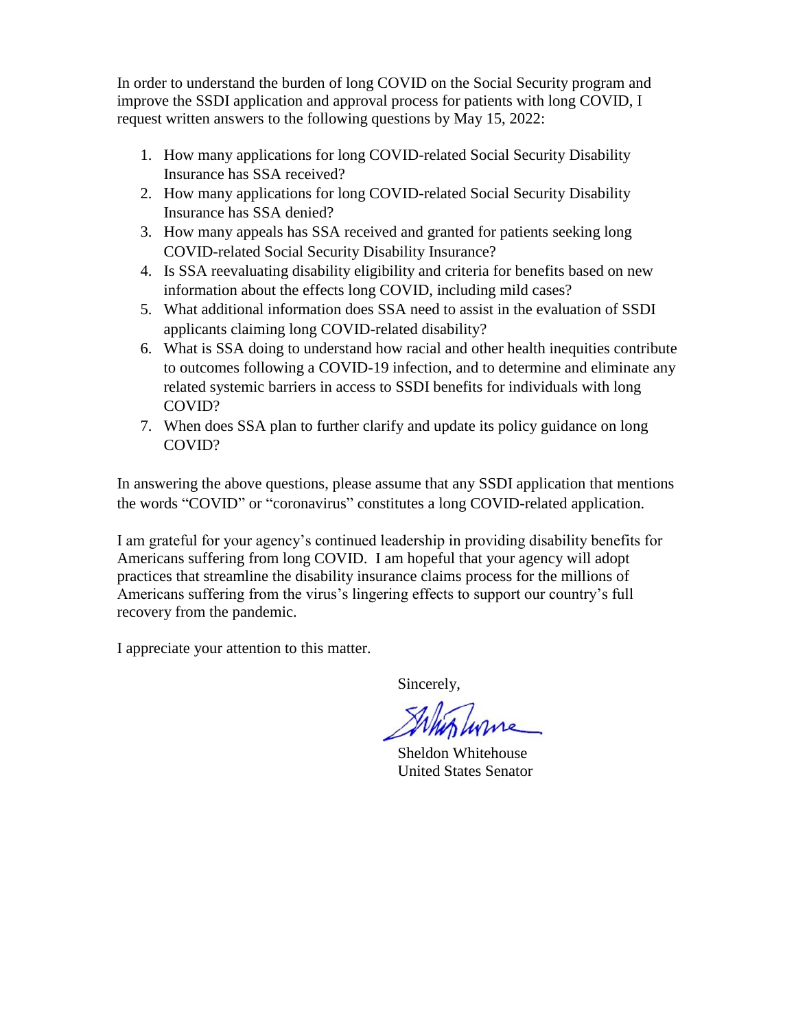In order to understand the burden of long COVID on the Social Security program and improve the SSDI application and approval process for patients with long COVID, I request written answers to the following questions by May 15, 2022:

1. How many applications for long COVID-related Social Security Disability Insurance has SSA received?
2. How many applications for long COVID-related Social Security Disability Insurance has SSA denied?
3. How many appeals has SSA received and granted for patients seeking long COVID-related Social Security Disability Insurance?
4. Is SSA reevaluating disability eligibility and criteria for benefits based on new information about the effects long COVID, including mild cases?
5. What additional information does SSA need to assist in the evaluation of SSDI applicants claiming long COVID-related disability?
6. What is SSA doing to understand how racial and other health inequities contribute to outcomes following a COVID-19 infection, and to determine and eliminate any related systemic barriers in access to SSDI benefits for individuals with long COVID?
7. When does SSA plan to further clarify and update its policy guidance on long COVID?

In answering the above questions, please assume that any SSDI application that mentions the words "COVID" or "coronavirus" constitutes a long COVID-related application.

I am grateful for your agency's continued leadership in providing disability benefits for Americans suffering from long COVID. I am hopeful that your agency will adopt practices that streamline the disability insurance claims process for the millions of Americans suffering from the virus's lingering effects to support our country's full recovery from the pandemic.

I appreciate your attention to this matter.

Sincerely,

Sheldon Whitehouse
United States Senator